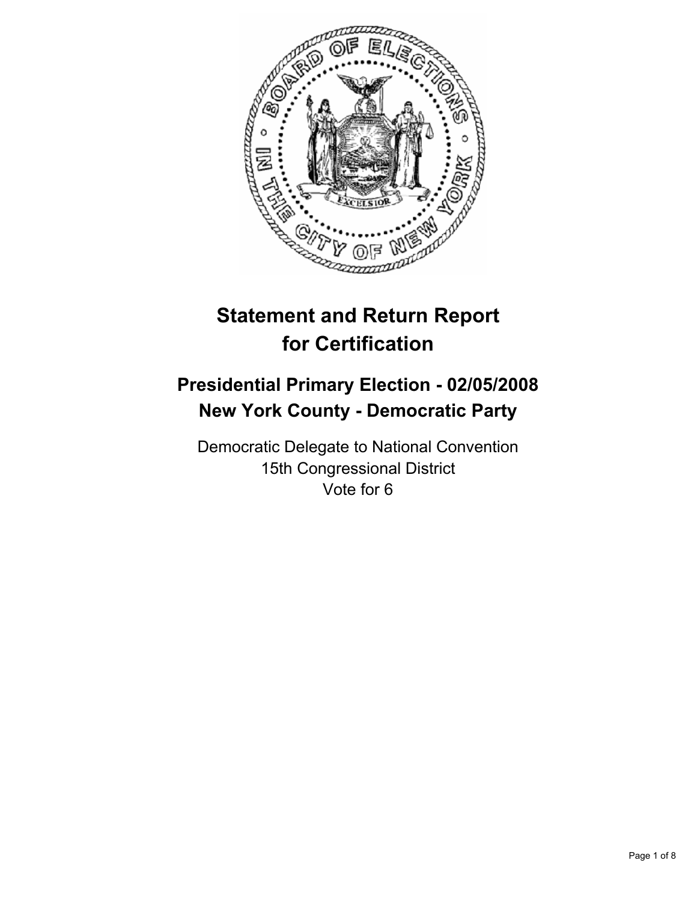# Statement and Return Report for Certification

## Presidential Primary Election - 02/05/2008
## New York County - Democratic Party

Democratic Delegate to National Convention
15th Congressional District
Vote for 6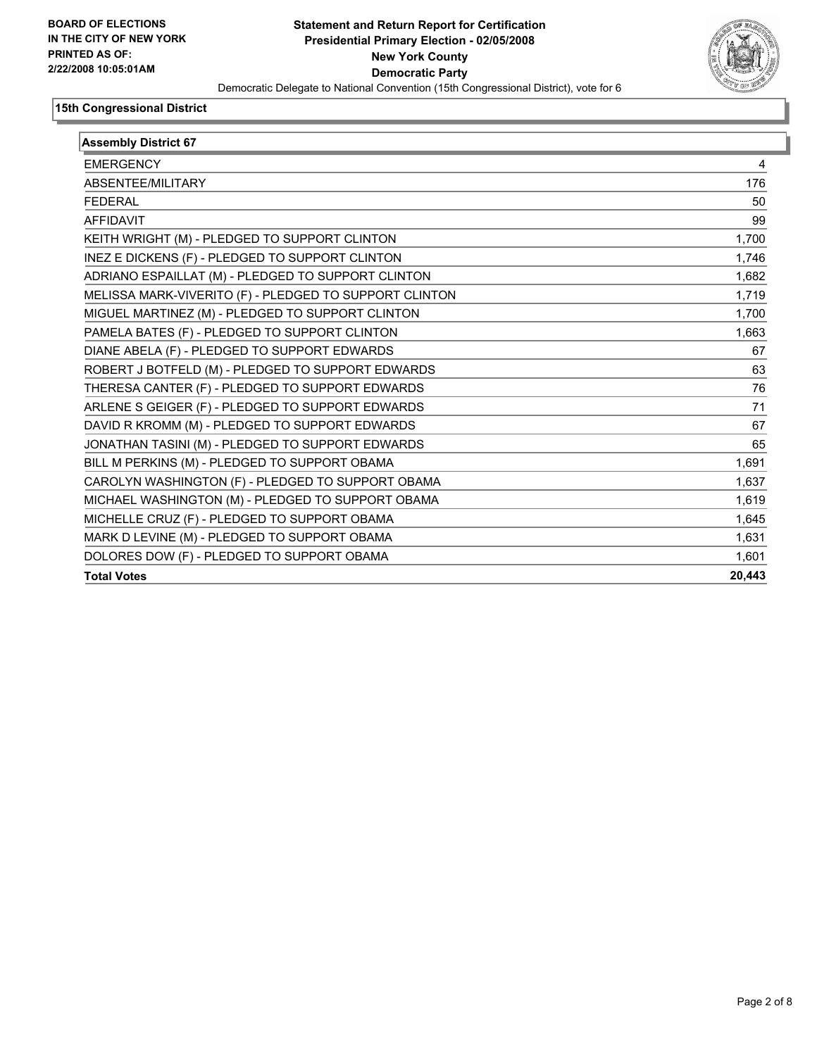**BOARD OF ELECTIONS IN THE CITY OF NEW YORK PRINTED AS OF: 2/22/2008 10:05:01AM**

# Statement and Return Report for Certification
## Presidential Primary Election - 02/05/2008
## New York County
## Democratic Party

Democratic Delegate to National Convention (15th Congressional District), vote for 6

### 15th Congressional District

| Assembly District 67 | |
|---|---|
| EMERGENCY | 4 |
| ABSENTEE/MILITARY | 176 |
| FEDERAL | 50 |
| AFFIDAVIT | 99 |
| KEITH WRIGHT (M) - PLEDGED TO SUPPORT CLINTON | 1,700 |
| INEZ E DICKENS (F) - PLEDGED TO SUPPORT CLINTON | 1,746 |
| ADRIANO ESPAILLAT (M) - PLEDGED TO SUPPORT CLINTON | 1,682 |
| MELISSA MARK-VIVERITO (F) - PLEDGED TO SUPPORT CLINTON | 1,719 |
| MIGUEL MARTINEZ (M) - PLEDGED TO SUPPORT CLINTON | 1,700 |
| PAMELA BATES (F) - PLEDGED TO SUPPORT CLINTON | 1,663 |
| DIANE ABELA (F) - PLEDGED TO SUPPORT EDWARDS | 67 |
| ROBERT J BOTFELD (M) - PLEDGED TO SUPPORT EDWARDS | 63 |
| THERESA CANTER (F) - PLEDGED TO SUPPORT EDWARDS | 76 |
| ARLENE S GEIGER (F) - PLEDGED TO SUPPORT EDWARDS | 71 |
| DAVID R KROMM (M) - PLEDGED TO SUPPORT EDWARDS | 67 |
| JONATHAN TASINI (M) - PLEDGED TO SUPPORT EDWARDS | 65 |
| BILL M PERKINS (M) - PLEDGED TO SUPPORT OBAMA | 1,691 |
| CAROLYN WASHINGTON (F) - PLEDGED TO SUPPORT OBAMA | 1,637 |
| MICHAEL WASHINGTON (M) - PLEDGED TO SUPPORT OBAMA | 1,619 |
| MICHELLE CRUZ (F) - PLEDGED TO SUPPORT OBAMA | 1,645 |
| MARK D LEVINE (M) - PLEDGED TO SUPPORT OBAMA | 1,631 |
| DOLORES DOW (F) - PLEDGED TO SUPPORT OBAMA | 1,601 |
| **Total Votes** | **20,443** |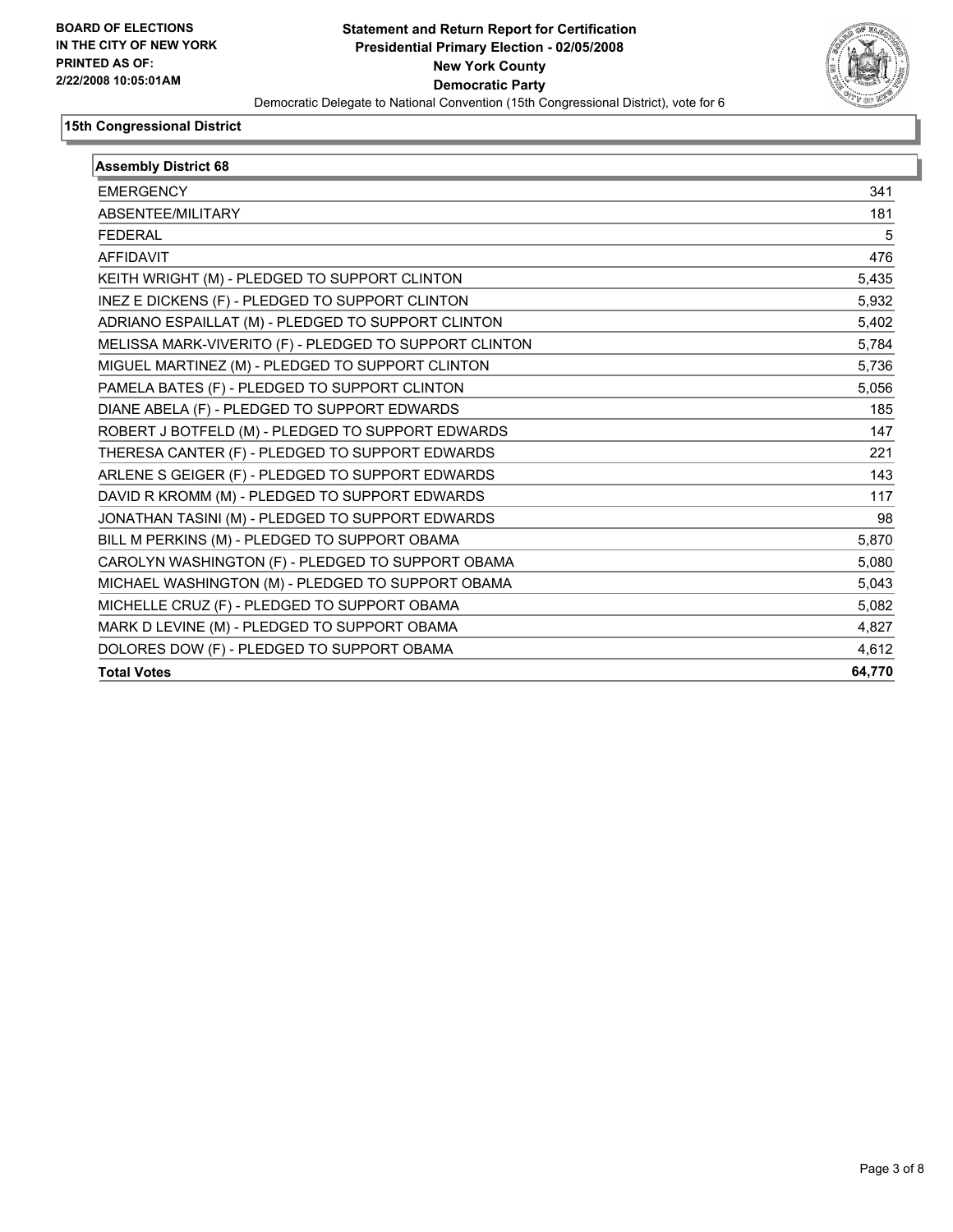**BOARD OF ELECTIONS IN THE CITY OF NEW YORK PRINTED AS OF: 2/22/2008 10:05:01AM**

# Statement and Return Report for Certification
## Presidential Primary Election - 02/05/2008
## New York County
## Democratic Party

Democratic Delegate to National Convention (15th Congressional District), vote for 6

### 15th Congressional District

| Assembly District 68 | |
|---|---|
| EMERGENCY | 341 |
| ABSENTEE/MILITARY | 181 |
| FEDERAL | 5 |
| AFFIDAVIT | 476 |
| KEITH WRIGHT (M) - PLEDGED TO SUPPORT CLINTON | 5,435 |
| INEZ E DICKENS (F) - PLEDGED TO SUPPORT CLINTON | 5,932 |
| ADRIANO ESPAILLAT (M) - PLEDGED TO SUPPORT CLINTON | 5,402 |
| MELISSA MARK-VIVERITO (F) - PLEDGED TO SUPPORT CLINTON | 5,784 |
| MIGUEL MARTINEZ (M) - PLEDGED TO SUPPORT CLINTON | 5,736 |
| PAMELA BATES (F) - PLEDGED TO SUPPORT CLINTON | 5,056 |
| DIANE ABELA (F) - PLEDGED TO SUPPORT EDWARDS | 185 |
| ROBERT J BOTFELD (M) - PLEDGED TO SUPPORT EDWARDS | 147 |
| THERESA CANTER (F) - PLEDGED TO SUPPORT EDWARDS | 221 |
| ARLENE S GEIGER (F) - PLEDGED TO SUPPORT EDWARDS | 143 |
| DAVID R KROMM (M) - PLEDGED TO SUPPORT EDWARDS | 117 |
| JONATHAN TASINI (M) - PLEDGED TO SUPPORT EDWARDS | 98 |
| BILL M PERKINS (M) - PLEDGED TO SUPPORT OBAMA | 5,870 |
| CAROLYN WASHINGTON (F) - PLEDGED TO SUPPORT OBAMA | 5,080 |
| MICHAEL WASHINGTON (M) - PLEDGED TO SUPPORT OBAMA | 5,043 |
| MICHELLE CRUZ (F) - PLEDGED TO SUPPORT OBAMA | 5,082 |
| MARK D LEVINE (M) - PLEDGED TO SUPPORT OBAMA | 4,827 |
| DOLORES DOW (F) - PLEDGED TO SUPPORT OBAMA | 4,612 |
| **Total Votes** | **64,770** |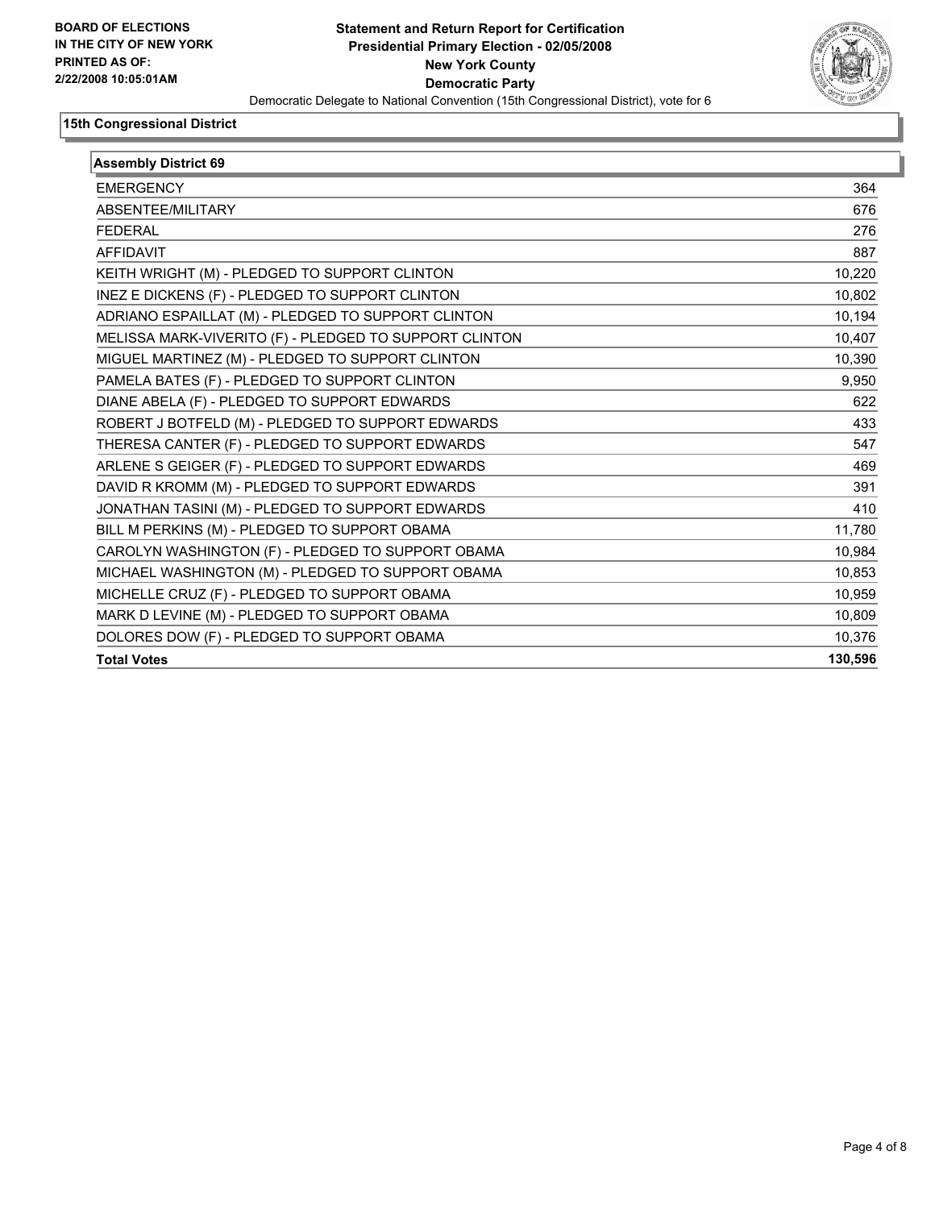**BOARD OF ELECTIONS IN THE CITY OF NEW YORK PRINTED AS OF: 2/22/2008 10:05:01AM**

# Statement and Return Report for Certification
## Presidential Primary Election - 02/05/2008
## New York County
## Democratic Party

Democratic Delegate to National Convention (15th Congressional District), vote for 6

### 15th Congressional District

| Assembly District 69 | |
|---|---|
| EMERGENCY | 364 |
| ABSENTEE/MILITARY | 676 |
| FEDERAL | 276 |
| AFFIDAVIT | 887 |
| KEITH WRIGHT (M) - PLEDGED TO SUPPORT CLINTON | 10,220 |
| INEZ E DICKENS (F) - PLEDGED TO SUPPORT CLINTON | 10,802 |
| ADRIANO ESPAILLAT (M) - PLEDGED TO SUPPORT CLINTON | 10,194 |
| MELISSA MARK-VIVERITO (F) - PLEDGED TO SUPPORT CLINTON | 10,407 |
| MIGUEL MARTINEZ (M) - PLEDGED TO SUPPORT CLINTON | 10,390 |
| PAMELA BATES (F) - PLEDGED TO SUPPORT CLINTON | 9,950 |
| DIANE ABELA (F) - PLEDGED TO SUPPORT EDWARDS | 622 |
| ROBERT J BOTFELD (M) - PLEDGED TO SUPPORT EDWARDS | 433 |
| THERESA CANTER (F) - PLEDGED TO SUPPORT EDWARDS | 547 |
| ARLENE S GEIGER (F) - PLEDGED TO SUPPORT EDWARDS | 469 |
| DAVID R KROMM (M) - PLEDGED TO SUPPORT EDWARDS | 391 |
| JONATHAN TASINI (M) - PLEDGED TO SUPPORT EDWARDS | 410 |
| BILL M PERKINS (M) - PLEDGED TO SUPPORT OBAMA | 11,780 |
| CAROLYN WASHINGTON (F) - PLEDGED TO SUPPORT OBAMA | 10,984 |
| MICHAEL WASHINGTON (M) - PLEDGED TO SUPPORT OBAMA | 10,853 |
| MICHELLE CRUZ (F) - PLEDGED TO SUPPORT OBAMA | 10,959 |
| MARK D LEVINE (M) - PLEDGED TO SUPPORT OBAMA | 10,809 |
| DOLORES DOW (F) - PLEDGED TO SUPPORT OBAMA | 10,376 |
| **Total Votes** | **130,596** |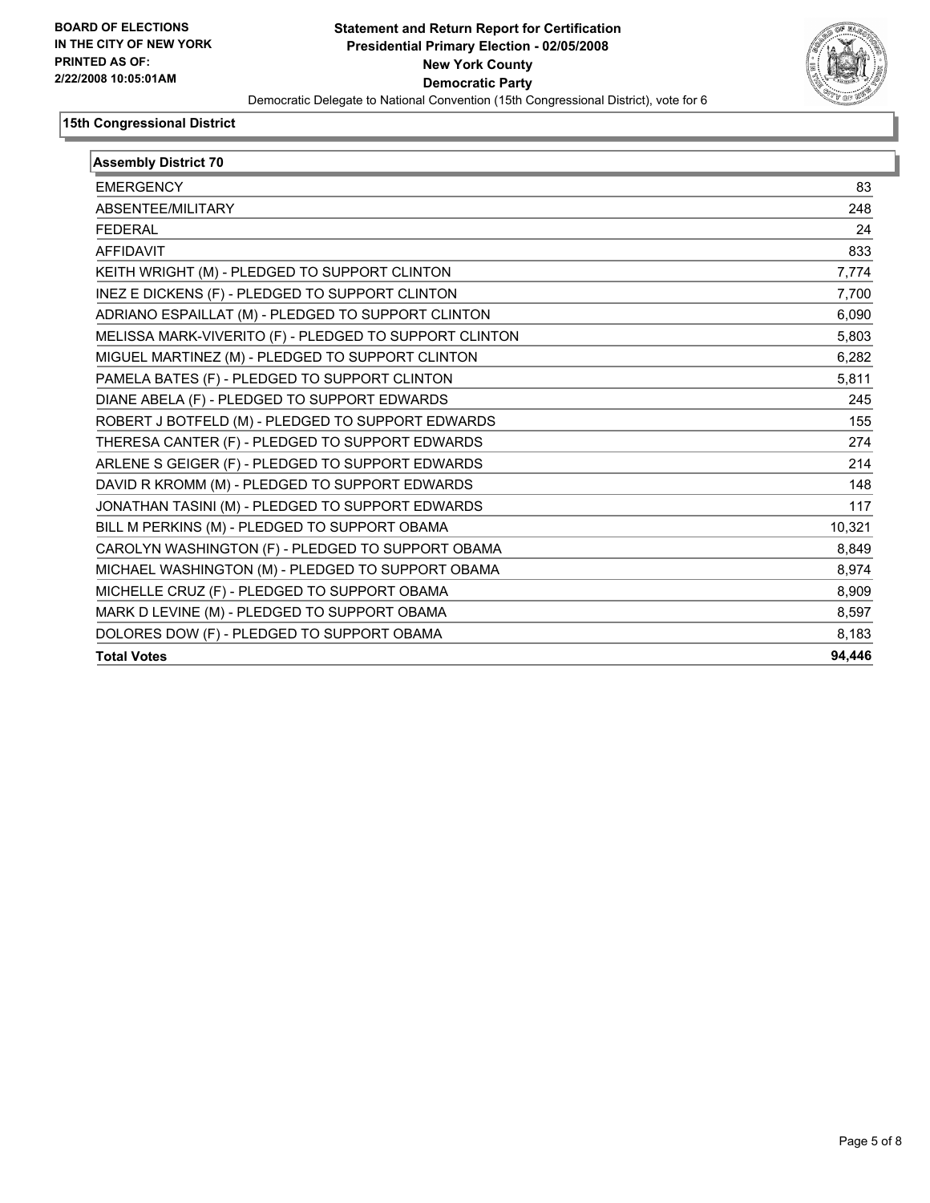**BOARD OF ELECTIONS IN THE CITY OF NEW YORK PRINTED AS OF: 2/22/2008 10:05:01AM**

# Statement and Return Report for Certification
## Presidential Primary Election - 02/05/2008
## New York County
## Democratic Party

Democratic Delegate to National Convention (15th Congressional District), vote for 6

### 15th Congressional District

| Assembly District 70 | |
|---|---|
| EMERGENCY | 83 |
| ABSENTEE/MILITARY | 248 |
| FEDERAL | 24 |
| AFFIDAVIT | 833 |
| KEITH WRIGHT (M) - PLEDGED TO SUPPORT CLINTON | 7,774 |
| INEZ E DICKENS (F) - PLEDGED TO SUPPORT CLINTON | 7,700 |
| ADRIANO ESPAILLAT (M) - PLEDGED TO SUPPORT CLINTON | 6,090 |
| MELISSA MARK-VIVERITO (F) - PLEDGED TO SUPPORT CLINTON | 5,803 |
| MIGUEL MARTINEZ (M) - PLEDGED TO SUPPORT CLINTON | 6,282 |
| PAMELA BATES (F) - PLEDGED TO SUPPORT CLINTON | 5,811 |
| DIANE ABELA (F) - PLEDGED TO SUPPORT EDWARDS | 245 |
| ROBERT J BOTFELD (M) - PLEDGED TO SUPPORT EDWARDS | 155 |
| THERESA CANTER (F) - PLEDGED TO SUPPORT EDWARDS | 274 |
| ARLENE S GEIGER (F) - PLEDGED TO SUPPORT EDWARDS | 214 |
| DAVID R KROMM (M) - PLEDGED TO SUPPORT EDWARDS | 148 |
| JONATHAN TASINI (M) - PLEDGED TO SUPPORT EDWARDS | 117 |
| BILL M PERKINS (M) - PLEDGED TO SUPPORT OBAMA | 10,321 |
| CAROLYN WASHINGTON (F) - PLEDGED TO SUPPORT OBAMA | 8,849 |
| MICHAEL WASHINGTON (M) - PLEDGED TO SUPPORT OBAMA | 8,974 |
| MICHELLE CRUZ (F) - PLEDGED TO SUPPORT OBAMA | 8,909 |
| MARK D LEVINE (M) - PLEDGED TO SUPPORT OBAMA | 8,597 |
| DOLORES DOW (F) - PLEDGED TO SUPPORT OBAMA | 8,183 |
| **Total Votes** | **94,446** |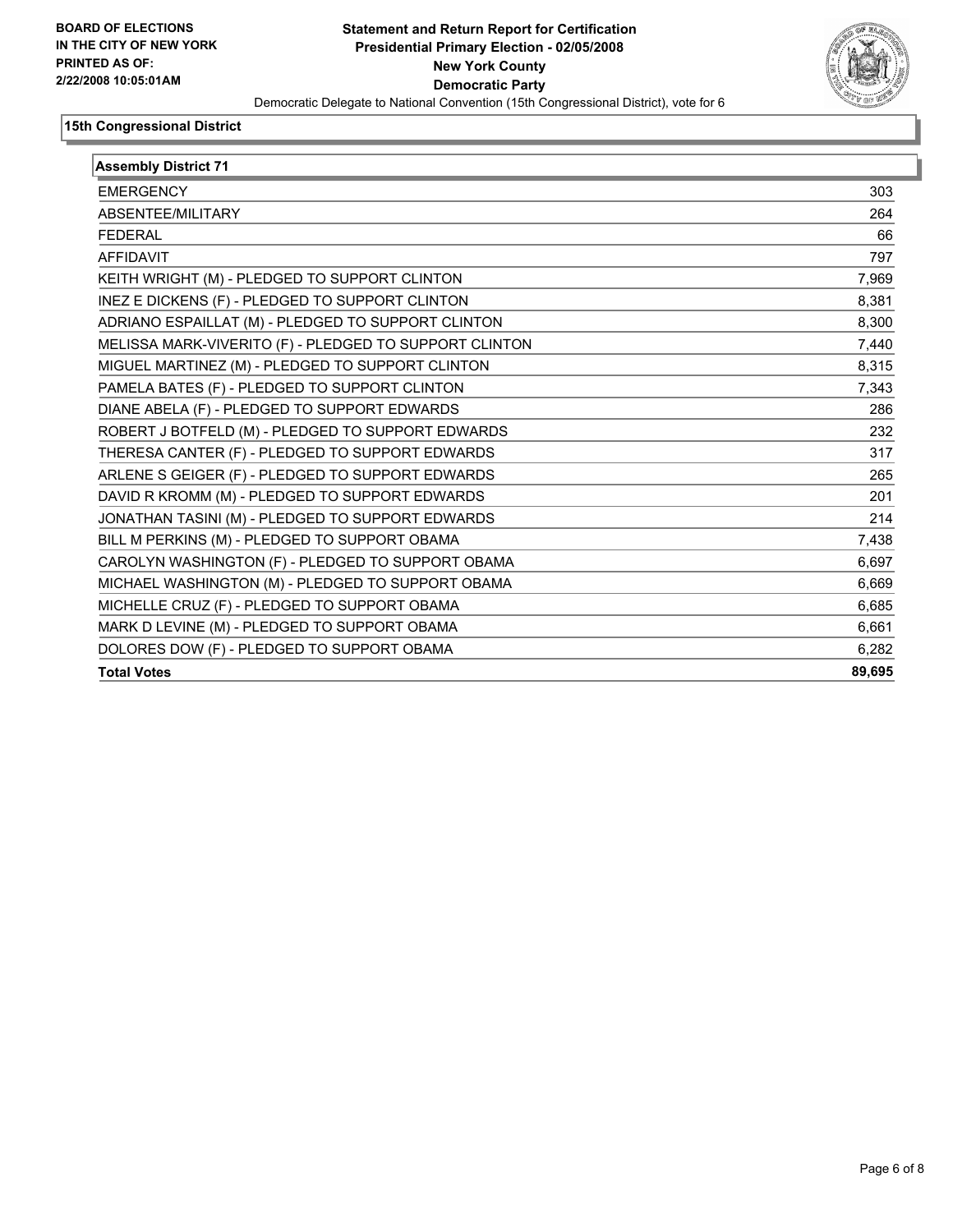BOARD OF ELECTIONS
IN THE CITY OF NEW YORK
PRINTED AS OF:
2/22/2008 10:05:01AM

# Statement and Return Report for Certification
## Presidential Primary Election - 02/05/2008
## New York County
## Democratic Party

Democratic Delegate to National Convention (15th Congressional District), vote for 6

### 15th Congressional District

| Assembly District 71 | |
|---|---|
| EMERGENCY | 303 |
| ABSENTEE/MILITARY | 264 |
| FEDERAL | 66 |
| AFFIDAVIT | 797 |
| KEITH WRIGHT (M) - PLEDGED TO SUPPORT CLINTON | 7,969 |
| INEZ E DICKENS (F) - PLEDGED TO SUPPORT CLINTON | 8,381 |
| ADRIANO ESPAILLAT (M) - PLEDGED TO SUPPORT CLINTON | 8,300 |
| MELISSA MARK-VIVERITO (F) - PLEDGED TO SUPPORT CLINTON | 7,440 |
| MIGUEL MARTINEZ (M) - PLEDGED TO SUPPORT CLINTON | 8,315 |
| PAMELA BATES (F) - PLEDGED TO SUPPORT CLINTON | 7,343 |
| DIANE ABELA (F) - PLEDGED TO SUPPORT EDWARDS | 286 |
| ROBERT J BOTFELD (M) - PLEDGED TO SUPPORT EDWARDS | 232 |
| THERESA CANTER (F) - PLEDGED TO SUPPORT EDWARDS | 317 |
| ARLENE S GEIGER (F) - PLEDGED TO SUPPORT EDWARDS | 265 |
| DAVID R KROMM (M) - PLEDGED TO SUPPORT EDWARDS | 201 |
| JONATHAN TASINI (M) - PLEDGED TO SUPPORT EDWARDS | 214 |
| BILL M PERKINS (M) - PLEDGED TO SUPPORT OBAMA | 7,438 |
| CAROLYN WASHINGTON (F) - PLEDGED TO SUPPORT OBAMA | 6,697 |
| MICHAEL WASHINGTON (M) - PLEDGED TO SUPPORT OBAMA | 6,669 |
| MICHELLE CRUZ (F) - PLEDGED TO SUPPORT OBAMA | 6,685 |
| MARK D LEVINE (M) - PLEDGED TO SUPPORT OBAMA | 6,661 |
| DOLORES DOW (F) - PLEDGED TO SUPPORT OBAMA | 6,282 |
| **Total Votes** | **89,695** |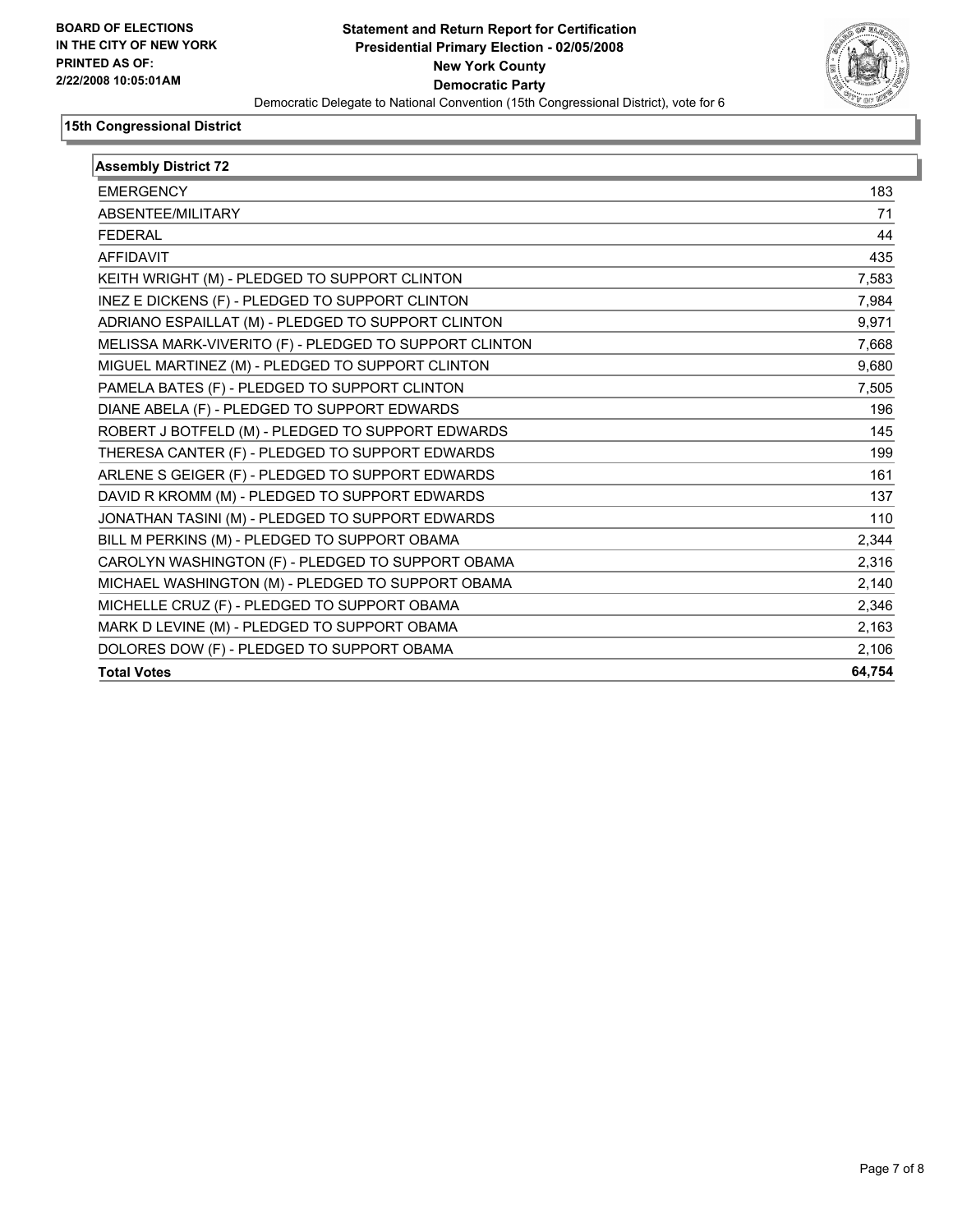**BOARD OF ELECTIONS IN THE CITY OF NEW YORK PRINTED AS OF: 2/22/2008 10:05:01AM**

# Statement and Return Report for Certification
## Presidential Primary Election - 02/05/2008
## New York County
## Democratic Party

Democratic Delegate to National Convention (15th Congressional District), vote for 6

### 15th Congressional District

| Assembly District 72 | |
|---|---|
| EMERGENCY | 183 |
| ABSENTEE/MILITARY | 71 |
| FEDERAL | 44 |
| AFFIDAVIT | 435 |
| KEITH WRIGHT (M) - PLEDGED TO SUPPORT CLINTON | 7,583 |
| INEZ E DICKENS (F) - PLEDGED TO SUPPORT CLINTON | 7,984 |
| ADRIANO ESPAILLAT (M) - PLEDGED TO SUPPORT CLINTON | 9,971 |
| MELISSA MARK-VIVERITO (F) - PLEDGED TO SUPPORT CLINTON | 7,668 |
| MIGUEL MARTINEZ (M) - PLEDGED TO SUPPORT CLINTON | 9,680 |
| PAMELA BATES (F) - PLEDGED TO SUPPORT CLINTON | 7,505 |
| DIANE ABELA (F) - PLEDGED TO SUPPORT EDWARDS | 196 |
| ROBERT J BOTFELD (M) - PLEDGED TO SUPPORT EDWARDS | 145 |
| THERESA CANTER (F) - PLEDGED TO SUPPORT EDWARDS | 199 |
| ARLENE S GEIGER (F) - PLEDGED TO SUPPORT EDWARDS | 161 |
| DAVID R KROMM (M) - PLEDGED TO SUPPORT EDWARDS | 137 |
| JONATHAN TASINI (M) - PLEDGED TO SUPPORT EDWARDS | 110 |
| BILL M PERKINS (M) - PLEDGED TO SUPPORT OBAMA | 2,344 |
| CAROLYN WASHINGTON (F) - PLEDGED TO SUPPORT OBAMA | 2,316 |
| MICHAEL WASHINGTON (M) - PLEDGED TO SUPPORT OBAMA | 2,140 |
| MICHELLE CRUZ (F) - PLEDGED TO SUPPORT OBAMA | 2,346 |
| MARK D LEVINE (M) - PLEDGED TO SUPPORT OBAMA | 2,163 |
| DOLORES DOW (F) - PLEDGED TO SUPPORT OBAMA | 2,106 |
| **Total Votes** | **64,754** |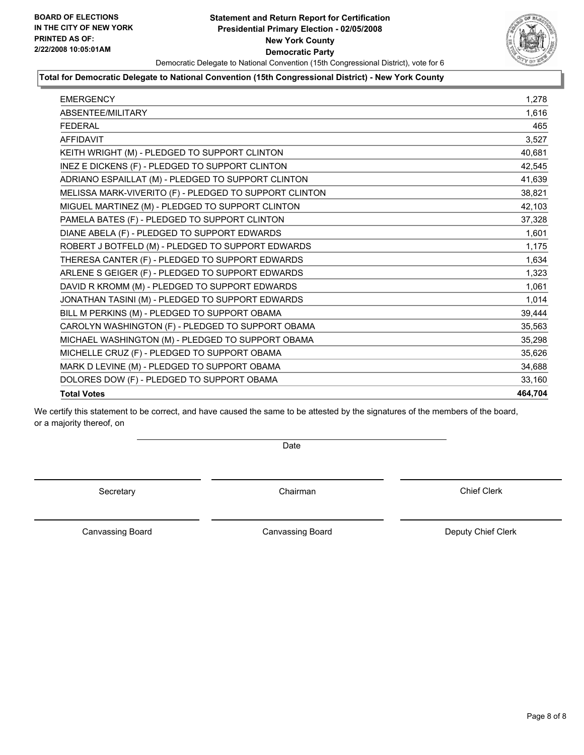**BOARD OF ELECTIONS IN THE CITY OF NEW YORK**
**PRINTED AS OF:**
**2/22/2008 10:05:01AM**

# Statement and Return Report for Certification
## Presidential Primary Election - 02/05/2008
## New York County
## Democratic Party

Democratic Delegate to National Convention (15th Congressional District), vote for 6

**Total for Democratic Delegate to National Convention (15th Congressional District) - New York County**

| | |
|---|---|
| EMERGENCY | 1,278 |
| ABSENTEE/MILITARY | 1,616 |
| FEDERAL | 465 |
| AFFIDAVIT | 3,527 |
| KEITH WRIGHT (M) - PLEDGED TO SUPPORT CLINTON | 40,681 |
| INEZ E DICKENS (F) - PLEDGED TO SUPPORT CLINTON | 42,545 |
| ADRIANO ESPAILLAT (M) - PLEDGED TO SUPPORT CLINTON | 41,639 |
| MELISSA MARK-VIVERITO (F) - PLEDGED TO SUPPORT CLINTON | 38,821 |
| MIGUEL MARTINEZ (M) - PLEDGED TO SUPPORT CLINTON | 42,103 |
| PAMELA BATES (F) - PLEDGED TO SUPPORT CLINTON | 37,328 |
| DIANE ABELA (F) - PLEDGED TO SUPPORT EDWARDS | 1,601 |
| ROBERT J BOTFELD (M) - PLEDGED TO SUPPORT EDWARDS | 1,175 |
| THERESA CANTER (F) - PLEDGED TO SUPPORT EDWARDS | 1,634 |
| ARLENE S GEIGER (F) - PLEDGED TO SUPPORT EDWARDS | 1,323 |
| DAVID R KROMM (M) - PLEDGED TO SUPPORT EDWARDS | 1,061 |
| JONATHAN TASINI (M) - PLEDGED TO SUPPORT EDWARDS | 1,014 |
| BILL M PERKINS (M) - PLEDGED TO SUPPORT OBAMA | 39,444 |
| CAROLYN WASHINGTON (F) - PLEDGED TO SUPPORT OBAMA | 35,563 |
| MICHAEL WASHINGTON (M) - PLEDGED TO SUPPORT OBAMA | 35,298 |
| MICHELLE CRUZ (F) - PLEDGED TO SUPPORT OBAMA | 35,626 |
| MARK D LEVINE (M) - PLEDGED TO SUPPORT OBAMA | 34,688 |
| DOLORES DOW (F) - PLEDGED TO SUPPORT OBAMA | 33,160 |
| **Total Votes** | **464,704** |

We certify this statement to be correct, and have caused the same to be attested by the signatures of the members of the board, or a majority thereof, on

Date

Secretary | Chairman | Chief Clerk

Canvassing Board | Canvassing Board | Deputy Chief Clerk